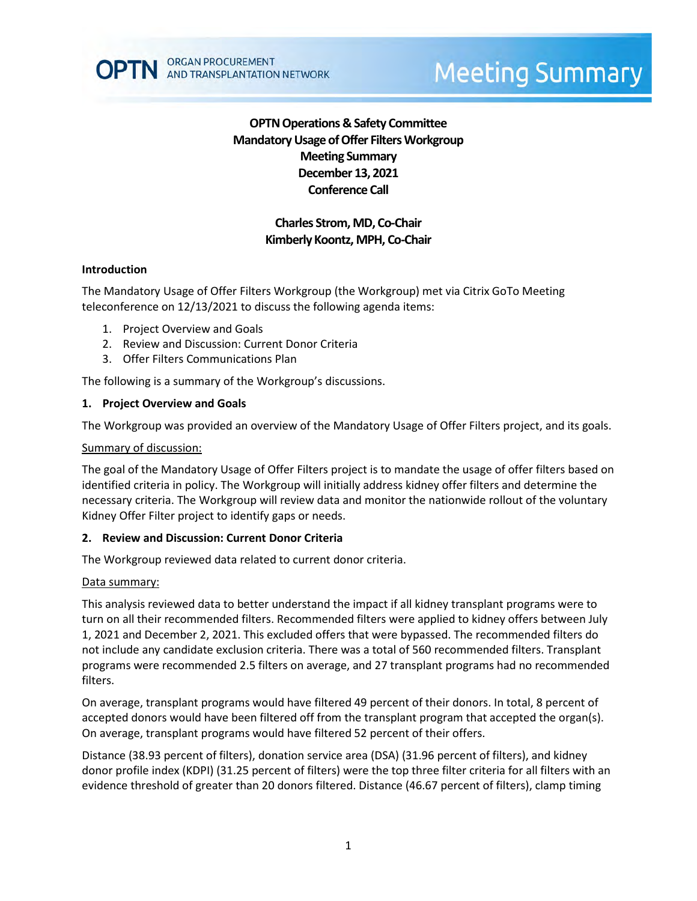OPTN ORGAN PROCUREMENT AND TRANSPLANTATION NETWORK

Meeting Summary

# OPTN Operations & Safety Committee
# Mandatory Usage of Offer Filters Workgroup
# Meeting Summary
# December 13, 2021
# Conference Call

**Charles Strom, MD, Co-Chair**
**Kimberly Koontz, MPH, Co-Chair**

## Introduction

The Mandatory Usage of Offer Filters Workgroup (the Workgroup) met via Citrix GoTo Meeting teleconference on 12/13/2021 to discuss the following agenda items:

1. Project Overview and Goals
2. Review and Discussion: Current Donor Criteria
3. Offer Filters Communications Plan

The following is a summary of the Workgroup's discussions.

## 1. Project Overview and Goals

The Workgroup was provided an overview of the Mandatory Usage of Offer Filters project, and its goals.

Summary of discussion:

The goal of the Mandatory Usage of Offer Filters project is to mandate the usage of offer filters based on identified criteria in policy. The Workgroup will initially address kidney offer filters and determine the necessary criteria. The Workgroup will review data and monitor the nationwide rollout of the voluntary Kidney Offer Filter project to identify gaps or needs.

## 2. Review and Discussion: Current Donor Criteria

The Workgroup reviewed data related to current donor criteria.

Data summary:

This analysis reviewed data to better understand the impact if all kidney transplant programs were to turn on all their recommended filters. Recommended filters were applied to kidney offers between July 1, 2021 and December 2, 2021. This excluded offers that were bypassed. The recommended filters do not include any candidate exclusion criteria. There was a total of 560 recommended filters. Transplant programs were recommended 2.5 filters on average, and 27 transplant programs had no recommended filters.

On average, transplant programs would have filtered 49 percent of their donors. In total, 8 percent of accepted donors would have been filtered off from the transplant program that accepted the organ(s). On average, transplant programs would have filtered 52 percent of their offers.

Distance (38.93 percent of filters), donation service area (DSA) (31.96 percent of filters), and kidney donor profile index (KDPI) (31.25 percent of filters) were the top three filter criteria for all filters with an evidence threshold of greater than 20 donors filtered. Distance (46.67 percent of filters), clamp timing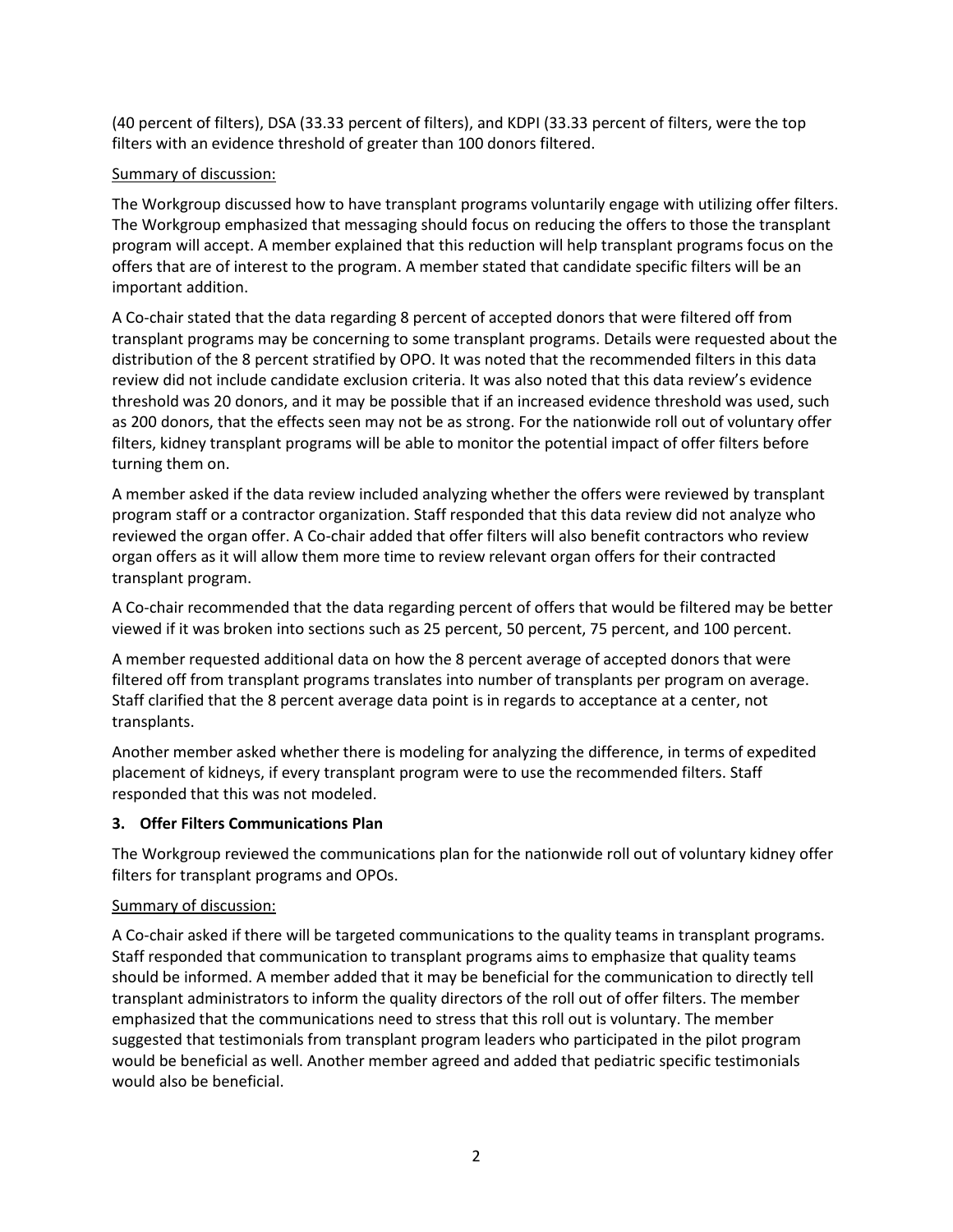(40 percent of filters), DSA (33.33 percent of filters), and KDPI (33.33 percent of filters, were the top filters with an evidence threshold of greater than 100 donors filtered.

Summary of discussion:

The Workgroup discussed how to have transplant programs voluntarily engage with utilizing offer filters. The Workgroup emphasized that messaging should focus on reducing the offers to those the transplant program will accept. A member explained that this reduction will help transplant programs focus on the offers that are of interest to the program. A member stated that candidate specific filters will be an important addition.

A Co-chair stated that the data regarding 8 percent of accepted donors that were filtered off from transplant programs may be concerning to some transplant programs. Details were requested about the distribution of the 8 percent stratified by OPO. It was noted that the recommended filters in this data review did not include candidate exclusion criteria. It was also noted that this data review's evidence threshold was 20 donors, and it may be possible that if an increased evidence threshold was used, such as 200 donors, that the effects seen may not be as strong. For the nationwide roll out of voluntary offer filters, kidney transplant programs will be able to monitor the potential impact of offer filters before turning them on.

A member asked if the data review included analyzing whether the offers were reviewed by transplant program staff or a contractor organization. Staff responded that this data review did not analyze who reviewed the organ offer. A Co-chair added that offer filters will also benefit contractors who review organ offers as it will allow them more time to review relevant organ offers for their contracted transplant program.

A Co-chair recommended that the data regarding percent of offers that would be filtered may be better viewed if it was broken into sections such as 25 percent, 50 percent, 75 percent, and 100 percent.

A member requested additional data on how the 8 percent average of accepted donors that were filtered off from transplant programs translates into number of transplants per program on average. Staff clarified that the 8 percent average data point is in regards to acceptance at a center, not transplants.

Another member asked whether there is modeling for analyzing the difference, in terms of expedited placement of kidneys, if every transplant program were to use the recommended filters. Staff responded that this was not modeled.

### 3. Offer Filters Communications Plan

The Workgroup reviewed the communications plan for the nationwide roll out of voluntary kidney offer filters for transplant programs and OPOs.

Summary of discussion:

A Co-chair asked if there will be targeted communications to the quality teams in transplant programs. Staff responded that communication to transplant programs aims to emphasize that quality teams should be informed. A member added that it may be beneficial for the communication to directly tell transplant administrators to inform the quality directors of the roll out of offer filters. The member emphasized that the communications need to stress that this roll out is voluntary. The member suggested that testimonials from transplant program leaders who participated in the pilot program would be beneficial as well. Another member agreed and added that pediatric specific testimonials would also be beneficial.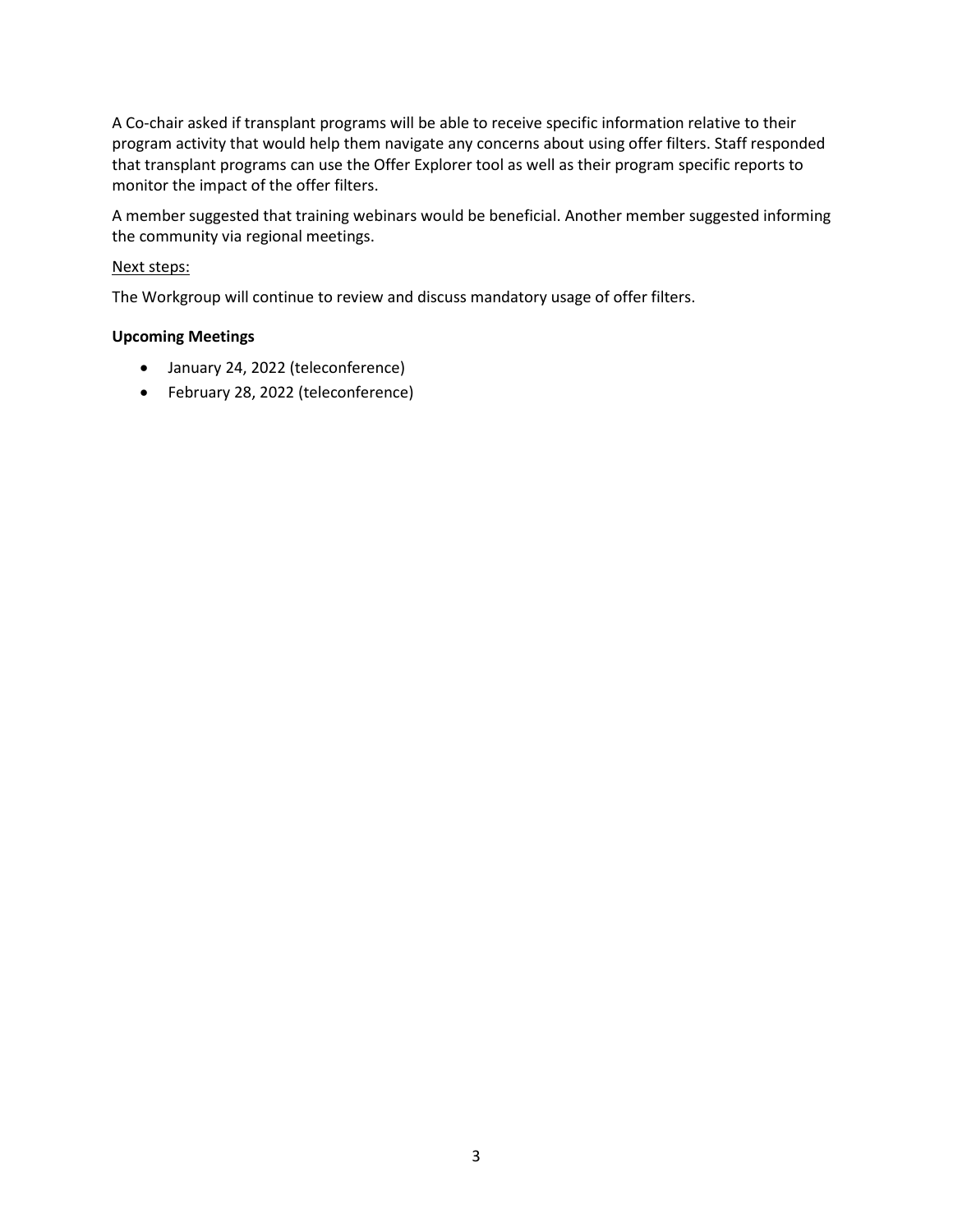A Co-chair asked if transplant programs will be able to receive specific information relative to their program activity that would help them navigate any concerns about using offer filters. Staff responded that transplant programs can use the Offer Explorer tool as well as their program specific reports to monitor the impact of the offer filters.

A member suggested that training webinars would be beneficial. Another member suggested informing the community via regional meetings.

<u>Next steps:</u>

The Workgroup will continue to review and discuss mandatory usage of offer filters.

**Upcoming Meetings**

- January 24, 2022 (teleconference)
- February 28, 2022 (teleconference)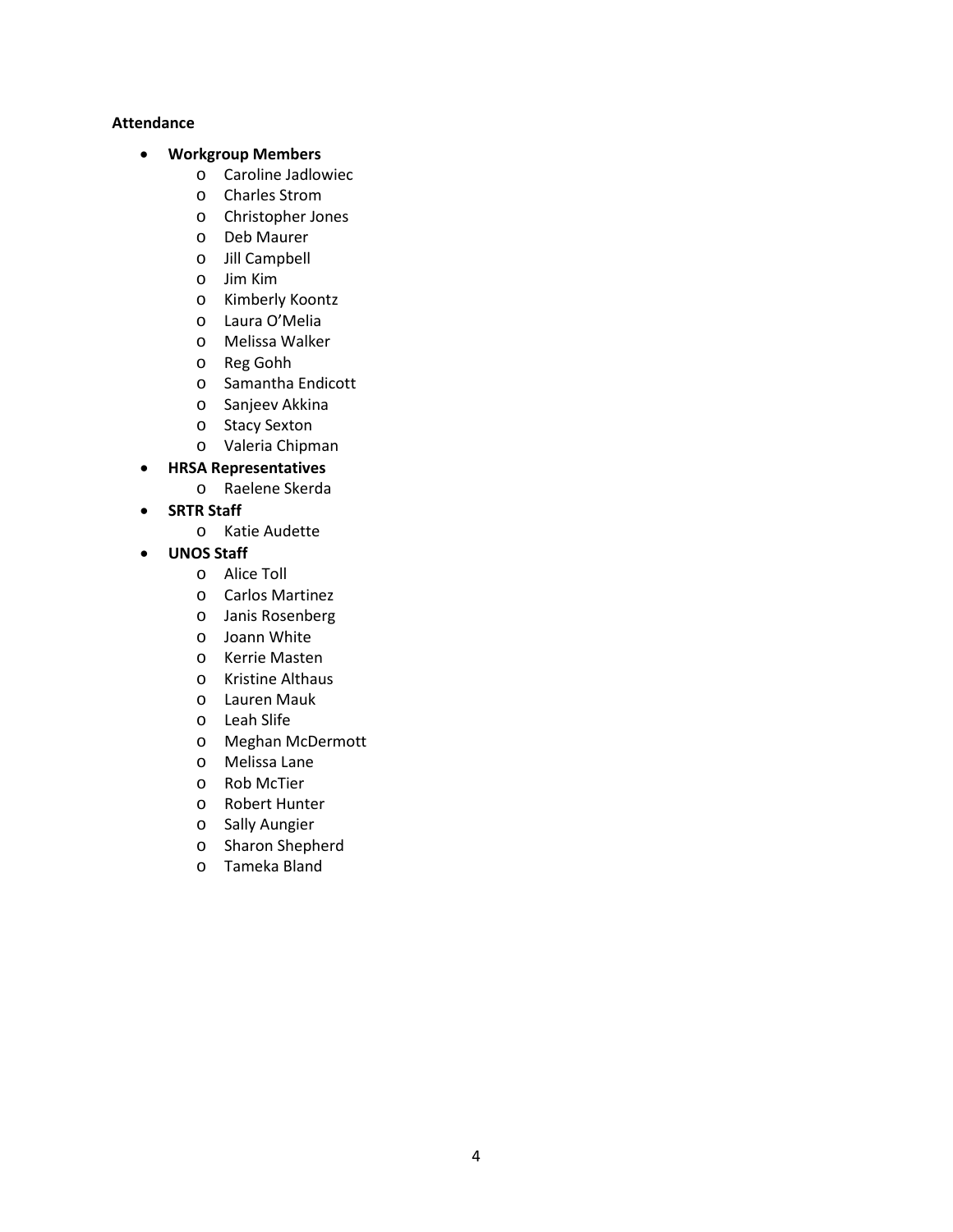**Attendance**

- **Workgroup Members**
    - Caroline Jadlowiec
    - Charles Strom
    - Christopher Jones
    - Deb Maurer
    - Jill Campbell
    - Jim Kim
    - Kimberly Koontz
    - Laura O'Melia
    - Melissa Walker
    - Reg Gohh
    - Samantha Endicott
    - Sanjeev Akkina
    - Stacy Sexton
    - Valeria Chipman
- **HRSA Representatives**
    - Raelene Skerda
- **SRTR Staff**
    - Katie Audette
- **UNOS Staff**
    - Alice Toll
    - Carlos Martinez
    - Janis Rosenberg
    - Joann White
    - Kerrie Masten
    - Kristine Althaus
    - Lauren Mauk
    - Leah Slife
    - Meghan McDermott
    - Melissa Lane
    - Rob McTier
    - Robert Hunter
    - Sally Aungier
    - Sharon Shepherd
    - Tameka Bland